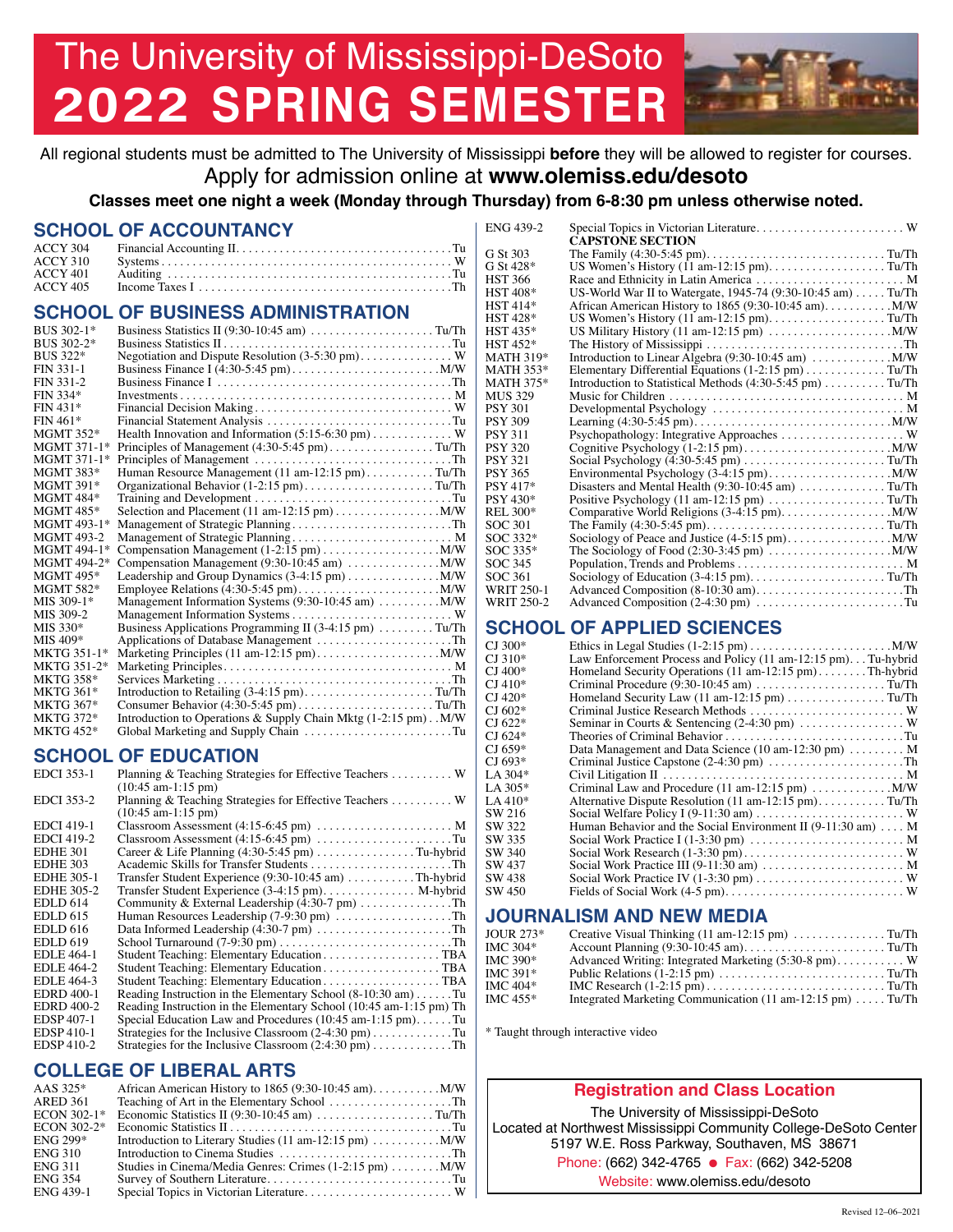# The University of Mississippi-DeSoto
# 2022 SPRING SEMESTER

All regional students must be admitted to The University of Mississippi **before** they will be allowed to register for courses.

Apply for admission online at **www.olemiss.edu/desoto**

**Classes meet one night a week (Monday through Thursday) from 6-8:30 pm unless otherwise noted.**

## SCHOOL OF ACCOUNTANCY

| Course | Title | Days |
|---|---|---|
| ACCY 304 | Financial Accounting II | Tu |
| ACCY 310 | Systems | W |
| ACCY 401 | Auditing | Tu |
| ACCY 405 | Income Taxes I | Th |

## SCHOOL OF BUSINESS ADMINISTRATION

| Course | Title | Days |
|---|---|---|
| BUS 302-1* | Business Statistics II (9:30-10:45 am) | Tu/Th |
| BUS 302-2* | Business Statistics II | Tu |
| BUS 322* | Negotiation and Dispute Resolution (3-5:30 pm) | W |
| FIN 331-1 | Business Finance I (4:30-5:45 pm) | M/W |
| FIN 331-2 | Business Finance I | Th |
| FIN 334* | Investments | M |
| FIN 431* | Financial Decision Making | W |
| FIN 461* | Financial Statement Analysis | Tu |
| MGMT 352* | Health Innovation and Information (5:15-6:30 pm) | W |
| MGMT 371-1* | Principles of Management (4:30-5:45 pm) | Tu/Th |
| MGMT 371-1* | Principles of Management | Th |
| MGMT 383* | Human Resource Management (11 am-12:15 pm) | Tu/Th |
| MGMT 391* | Organizational Behavior (1-2:15 pm) | Tu/Th |
| MGMT 484* | Training and Development | Tu |
| MGMT 485* | Selection and Placement (11 am-12:15 pm) | M/W |
| MGMT 493-1* | Management of Strategic Planning | Th |
| MGMT 493-2 | Management of Strategic Planning | M |
| MGMT 494-1* | Compensation Management (1-2:15 pm) | M/W |
| MGMT 494-2* | Compensation Management (9:30-10:45 am) | M/W |
| MGMT 495* | Leadership and Group Dynamics (3-4:15 pm) | M/W |
| MGMT 582* | Employee Relations (4:30-5:45 pm) | M/W |
| MIS 309-1* | Management Information Systems (9:30-10:45 am) | M/W |
| MIS 309-2 | Management Information Systems | W |
| MIS 330* | Business Applications Programming II (3-4:15 pm) | Tu/Th |
| MIS 409* | Applications of Database Management | Th |
| MKTG 351-1* | Marketing Principles (11 am-12:15 pm) | M/W |
| MKTG 351-2* | Marketing Principles | M |
| MKTG 358* | Services Marketing | Th |
| MKTG 361* | Introduction to Retailing (3-4:15 pm) | Tu/Th |
| MKTG 367* | Consumer Behavior (4:30-5:45 pm) | Tu/Th |
| MKTG 372* | Introduction to Operations & Supply Chain Mktg (1-2:15 pm) | M/W |
| MKTG 452* | Global Marketing and Supply Chain | Tu |

## SCHOOL OF EDUCATION

| Course | Title | Days |
|---|---|---|
| EDCI 353-1 | Planning & Teaching Strategies for Effective Teachers (10:45 am-1:15 pm) | W |
| EDCI 353-2 | Planning & Teaching Strategies for Effective Teachers (10:45 am-1:15 pm) | W |
| EDCI 419-1 | Classroom Assessment (4:15-6:45 pm) | M |
| EDCI 419-2 | Classroom Assessment (4:15-6:45 pm) | Tu |
| EDHE 301 | Career & Life Planning (4:30-5:45 pm) | Tu-hybrid |
| EDHE 303 | Academic Skills for Transfer Students | Th |
| EDHE 305-1 | Transfer Student Experience (9:30-10:45 am) | Th-hybrid |
| EDHE 305-2 | Transfer Student Experience (3-4:15 pm) | M-hybrid |
| EDLD 614 | Community & External Leadership (4:30-7 pm) | Th |
| EDLD 615 | Human Resources Leadership (7-9:30 pm) | Th |
| EDLD 616 | Data Informed Leadership (4:30-7 pm) | Th |
| EDLD 619 | School Turnaround (7-9:30 pm) | Th |
| EDLE 464-1 | Student Teaching: Elementary Education | TBA |
| EDLE 464-2 | Student Teaching: Elementary Education | TBA |
| EDLE 464-3 | Student Teaching: Elementary Education | TBA |
| EDRD 400-1 | Reading Instruction in the Elementary School (8-10:30 am) | Tu |
| EDRD 400-2 | Reading Instruction in the Elementary School (10:45 am-1:15 pm) | Th |
| EDSP 407-1 | Special Education Law and Procedures (10:45 am-1:15 pm) | Tu |
| EDSP 410-1 | Strategies for the Inclusive Classroom (2-4:30 pm) | Tu |
| EDSP 410-2 | Strategies for the Inclusive Classroom (2:4:30 pm) | Th |

## COLLEGE OF LIBERAL ARTS

| Course | Title | Days |
|---|---|---|
| AAS 325* | African American History to 1865 (9:30-10:45 am) | M/W |
| ARED 361 | Teaching of Art in the Elementary School | Th |
| ECON 302-1* | Economic Statistics II (9:30-10:45 am) | Tu/Th |
| ECON 302-2* | Economic Statistics II | Tu |
| ENG 299* | Introduction to Literary Studies (11 am-12:15 pm) | M/W |
| ENG 310 | Introduction to Cinema Studies | Th |
| ENG 311 | Studies in Cinema/Media Genres: Crimes (1-2:15 pm) | M/W |
| ENG 354 | Survey of Southern Literature | Tu |
| ENG 439-1 | Special Topics in Victorian Literature | W |
| ENG 439-2 | Special Topics in Victorian Literature **CAPSTONE SECTION** | W |
| G St 303 | The Family (4:30-5:45 pm) | Tu/Th |
| G St 428* | US Women's History (11 am-12:15 pm) | Tu/Th |
| HST 366 | Race and Ethnicity in Latin America | M |
| HST 408* | US-World War II to Watergate, 1945-74 (9:30-10:45 am) | Tu/Th |
| HST 414* | African American History to 1865 (9:30-10:45 am) | M/W |
| HST 428* | US Women's History (11 am-12:15 pm) | Tu/Th |
| HST 435* | US Military History (11 am-12:15 pm) | M/W |
| HST 452* | The History of Mississippi | Th |
| MATH 319* | Introduction to Linear Algebra (9:30-10:45 am) | M/W |
| MATH 353* | Elementary Differential Equations (1-2:15 pm) | Tu/Th |
| MATH 375* | Introduction to Statistical Methods (4:30-5:45 pm) | Tu/Th |
| MUS 329 | Music for Children | M |
| PSY 301 | Developmental Psychology | M |
| PSY 309 | Learning (4:30-5:45 pm) | M/W |
| PSY 311 | Psychopathology: Integrative Approaches | W |
| PSY 320 | Cognitive Psychology (1-2:15 pm) | M/W |
| PSY 321 | Social Psychology (4:30-5:45 pm) | Tu/Th |
| PSY 365 | Environmental Psychology (3-4:15 pm) | M/W |
| PSY 417* | Disasters and Mental Health (9:30-10:45 am) | Tu/Th |
| PSY 430* | Positive Psychology (11 am-12:15 pm) | Tu/Th |
| REL 300* | Comparative World Religions (3-4:15 pm) | M/W |
| SOC 301 | The Family (4:30-5:45 pm) | Tu/Th |
| SOC 332* | Sociology of Peace and Justice (4-5:15 pm) | M/W |
| SOC 335* | The Sociology of Food (2:30-3:45 pm) | M/W |
| SOC 345 | Population, Trends and Problems | M |
| SOC 361 | Sociology of Education (3-4:15 pm) | Tu/Th |
| WRIT 250-1 | Advanced Composition (8-10:30 am) | Th |
| WRIT 250-2 | Advanced Composition (2-4:30 pm) | Tu |

## SCHOOL OF APPLIED SCIENCES

| Course | Title | Days |
|---|---|---|
| CJ 300* | Ethics in Legal Studies (1-2:15 pm) | M/W |
| CJ 310* | Law Enforcement Process and Policy (11 am-12:15 pm) | Tu-hybrid |
| CJ 400* | Homeland Security Operations (11 am-12:15 pm) | Th-hybrid |
| CJ 410* | Criminal Procedure (9:30-10:45 am) | Tu/Th |
| CJ 420* | Homeland Security Law (11 am-12:15 pm) | Tu/Th |
| CJ 602* | Criminal Justice Research Methods | W |
| CJ 622* | Seminar in Courts & Sentencing (2-4:30 pm) | W |
| CJ 624* | Theories of Criminal Behavior | Tu |
| CJ 659* | Data Management and Data Science (10 am-12:30 pm) | M |
| CJ 693* | Criminal Justice Capstone (2-4:30 pm) | Th |
| LA 304* | Civil Litigation II | M |
| LA 305* | Criminal Law and Procedure (11 am-12:15 pm) | M/W |
| LA 410* | Alternative Dispute Resolution (11 am-12:15 pm) | Tu/Th |
| SW 216 | Social Welfare Policy I (9-11:30 am) | W |
| SW 322 | Human Behavior and the Social Environment II (9-11:30 am) | M |
| SW 335 | Social Work Practice I (1-3:30 pm) | M |
| SW 340 | Social Work Research (1-3:30 pm) | W |
| SW 437 | Social Work Practice III (9-11:30 am) | M |
| SW 438 | Social Work Practice IV (1-3:30 pm) | W |
| SW 450 | Fields of Social Work (4-5 pm) | W |

## JOURNALISM AND NEW MEDIA

| Course | Title | Days |
|---|---|---|
| JOUR 273* | Creative Visual Thinking (11 am-12:15 pm) | Tu/Th |
| IMC 304* | Account Planning (9:30-10:45 am) | Tu/Th |
| IMC 390* | Advanced Writing: Integrated Marketing (5:30-8 pm) | W |
| IMC 391* | Public Relations (1-2:15 pm) | Tu/Th |
| IMC 404* | IMC Research (1-2:15 pm) | Tu/Th |
| IMC 455* | Integrated Marketing Communication (11 am-12:15 pm) | Tu/Th |

\* Taught through interactive video

### Registration and Class Location

The University of Mississippi-DeSoto
Located at Northwest Mississippi Community College-DeSoto Center
5197 W.E. Ross Parkway, Southaven, MS 38671
Phone: (662) 342-4765 ● Fax: (662) 342-5208
Website: www.olemiss.edu/desoto

Revised 12–06–2021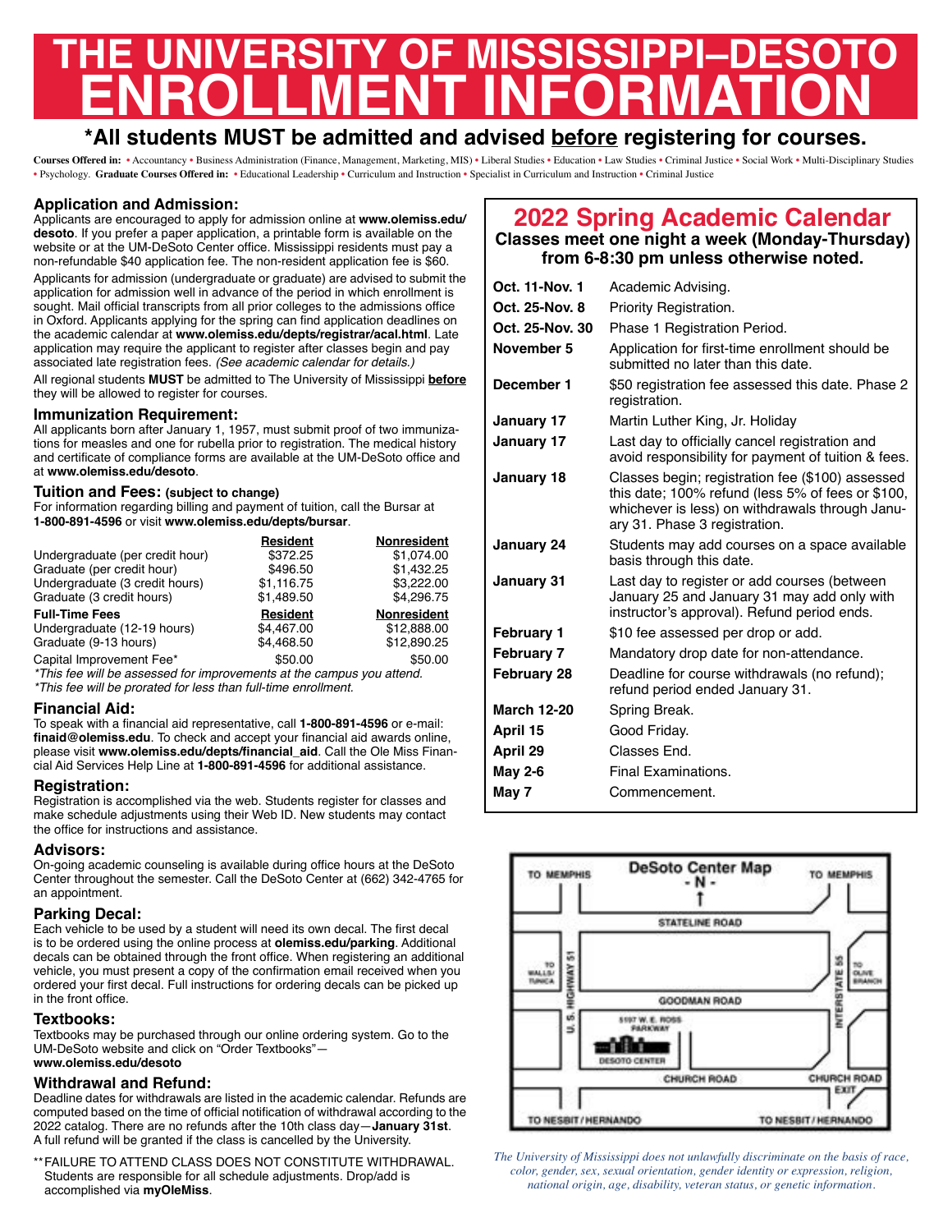# THE UNIVERSITY OF MISSISSIPPI–DESOTO ENROLLMENT INFORMATION

## *All students MUST be admitted and advised before registering for courses.

**Courses Offered in:** • Accountancy • Business Administration (Finance, Management, Marketing, MIS) • Liberal Studies • Education • Law Studies • Criminal Justice • Social Work • Multi-Disciplinary Studies • Psychology. **Graduate Courses Offered in:** • Educational Leadership • Curriculum and Instruction • Specialist in Curriculum and Instruction • Criminal Justice

### Application and Admission:

Applicants are encouraged to apply for admission online at **www.olemiss.edu/desoto**. If you prefer a paper application, a printable form is available on the website or at the UM-DeSoto Center office. Mississippi residents must pay a non-refundable $40 application fee. The non-resident application fee is $60.

Applicants for admission (undergraduate or graduate) are advised to submit the application for admission well in advance of the period in which enrollment is sought. Mail official transcripts from all prior colleges to the admissions office in Oxford. Applicants applying for the spring can find application deadlines on the academic calendar at **www.olemiss.edu/depts/registrar/acal.html**. Late application may require the applicant to register after classes begin and pay associated late registration fees. *(See academic calendar for details.)*

All regional students **MUST** be admitted to The University of Mississippi **before** they will be allowed to register for courses.

### Immunization Requirement:

All applicants born after January 1, 1957, must submit proof of two immunizations for measles and one for rubella prior to registration. The medical history and certificate of compliance forms are available at the UM-DeSoto office and at **www.olemiss.edu/desoto**.

### Tuition and Fees: (subject to change)

For information regarding billing and payment of tuition, call the Bursar at **1-800-891-4596** or visit **www.olemiss.edu/depts/bursar**.

| | Resident | Nonresident |
|---|---|---|
| Undergraduate (per credit hour) | $372.25 | $1,074.00 |
| Graduate (per credit hour) | $496.50 | $1,432.25 |
| Undergraduate (3 credit hours) | $1,116.75 | $3,222.00 |
| Graduate (3 credit hours) | $1,489.50 | $4,296.75 |
| **Full-Time Fees** | **Resident** | **Nonresident** |
| Undergraduate (12-19 hours) | $4,467.00 | $12,888.00 |
| Graduate (9-13 hours) | $4,468.50 | $12,890.25 |
| Capital Improvement Fee* | $50.00 | $50.00 |

*\*This fee will be assessed for improvements at the campus you attend.*
*\*This fee will be prorated for less than full-time enrollment.*

### Financial Aid:

To speak with a financial aid representative, call **1-800-891-4596** or e-mail: **finaid@olemiss.edu**. To check and accept your financial aid awards online, please visit **www.olemiss.edu/depts/financial_aid**. Call the Ole Miss Financial Aid Services Help Line at **1-800-891-4596** for additional assistance.

### Registration:

Registration is accomplished via the web. Students register for classes and make schedule adjustments using their Web ID. New students may contact the office for instructions and assistance.

### Advisors:

On-going academic counseling is available during office hours at the DeSoto Center throughout the semester. Call the DeSoto Center at (662) 342-4765 for an appointment.

### Parking Decal:

Each vehicle to be used by a student will need its own decal. The first decal is to be ordered using the online process at **olemiss.edu/parking**. Additional decals can be obtained through the front office. When registering an additional vehicle, you must present a copy of the confirmation email received when you ordered your first decal. Full instructions for ordering decals can be picked up in the front office.

### Textbooks:

Textbooks may be purchased through our online ordering system. Go to the UM-DeSoto website and click on "Order Textbooks"—
**www.olemiss.edu/desoto**

### Withdrawal and Refund:

Deadline dates for withdrawals are listed in the academic calendar. Refunds are computed based on the time of official notification of withdrawal according to the 2022 catalog. There are no refunds after the 10th class day—**January 31st**. A full refund will be granted if the class is cancelled by the University.

**FAILURE TO ATTEND CLASS DOES NOT CONSTITUTE WITHDRAWAL. Students are responsible for all schedule adjustments. Drop/add is accomplished via **myOleMiss**.

## 2022 Spring Academic Calendar

**Classes meet one night a week (Monday-Thursday) from 6-8:30 pm unless otherwise noted.**

| | |
|---|---|
| **Oct. 11-Nov. 1** | Academic Advising. |
| **Oct. 25-Nov. 8** | Priority Registration. |
| **Oct. 25-Nov. 30** | Phase 1 Registration Period. |
| **November 5** | Application for first-time enrollment should be submitted no later than this date. |
| **December 1** | $50 registration fee assessed this date. Phase 2 registration. |
| **January 17** | Martin Luther King, Jr. Holiday |
| **January 17** | Last day to officially cancel registration and avoid responsibility for payment of tuition & fees. |
| **January 18** | Classes begin; registration fee ($100) assessed this date; 100% refund (less 5% of fees or $100, whichever is less) on withdrawals through January 31. Phase 3 registration. |
| **January 24** | Students may add courses on a space available basis through this date. |
| **January 31** | Last day to register or add courses (between January 25 and January 31 may add only with instructor's approval). Refund period ends. |
| **February 1** | $10 fee assessed per drop or add. |
| **February 7** | Mandatory drop date for non-attendance. |
| **February 28** | Deadline for course withdrawals (no refund); refund period ended January 31. |
| **March 12-20** | Spring Break. |
| **April 15** | Good Friday. |
| **April 29** | Classes End. |
| **May 2-6** | Final Examinations. |
| **May 7** | Commencement. |

DeSoto Center Map
- N -
TO MEMPHIS
TO MEMPHIS
STATELINE ROAD
TO WALLS/TUNICA
U.S. HIGHWAY 51
INTERSTATE 55
TO OLIVE BRANCH
GOODMAN ROAD
5197 W. E. ROSS PARKWAY
DESOTO CENTER
CHURCH ROAD
CHURCH ROAD EXIT
TO NESBIT/HERNANDO
TO NESBIT/HERNANDO

*The University of Mississippi does not unlawfully discriminate on the basis of race, color, gender, sex, sexual orientation, gender identity or expression, religion, national origin, age, disability, veteran status, or genetic information.*